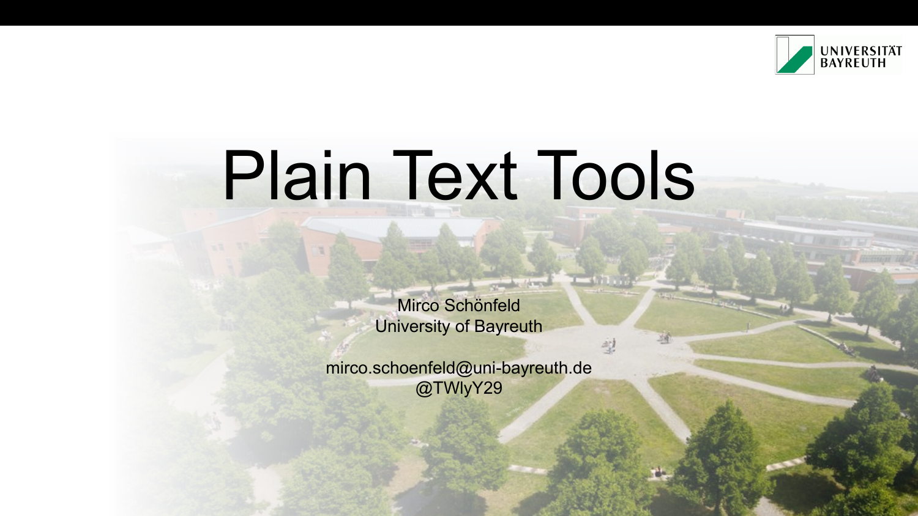# Plain Text Tools

Mirco Schönfeld
University of Bayreuth

mirco.schoenfeld@uni-bayreuth.de
@TWlyY29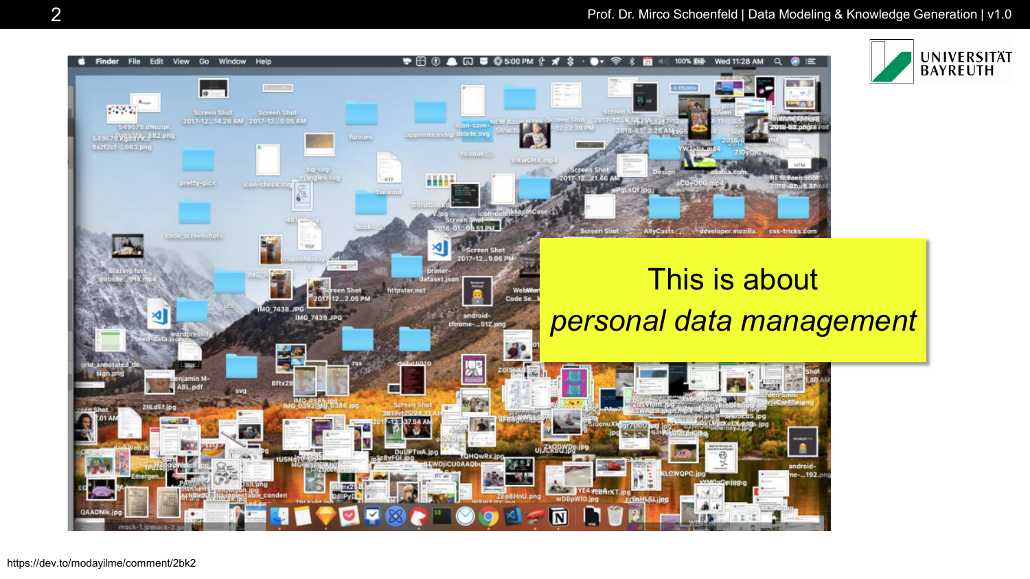This is about

*personal data management*

https://dev.to/modayilme/comment/2bk2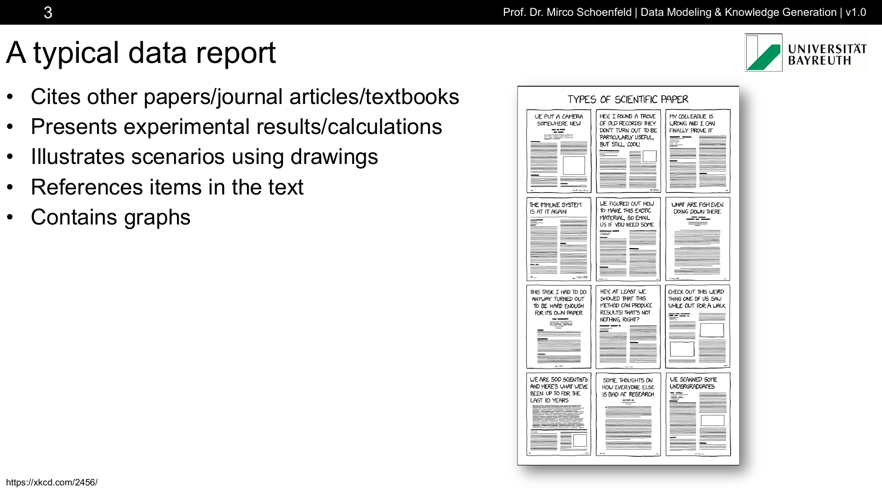# A typical data report

- Cites other papers/journal articles/textbooks
- Presents experimental results/calculations
- Illustrates scenarios using drawings
- References items in the text
- Contains graphs

https://xkcd.com/2456/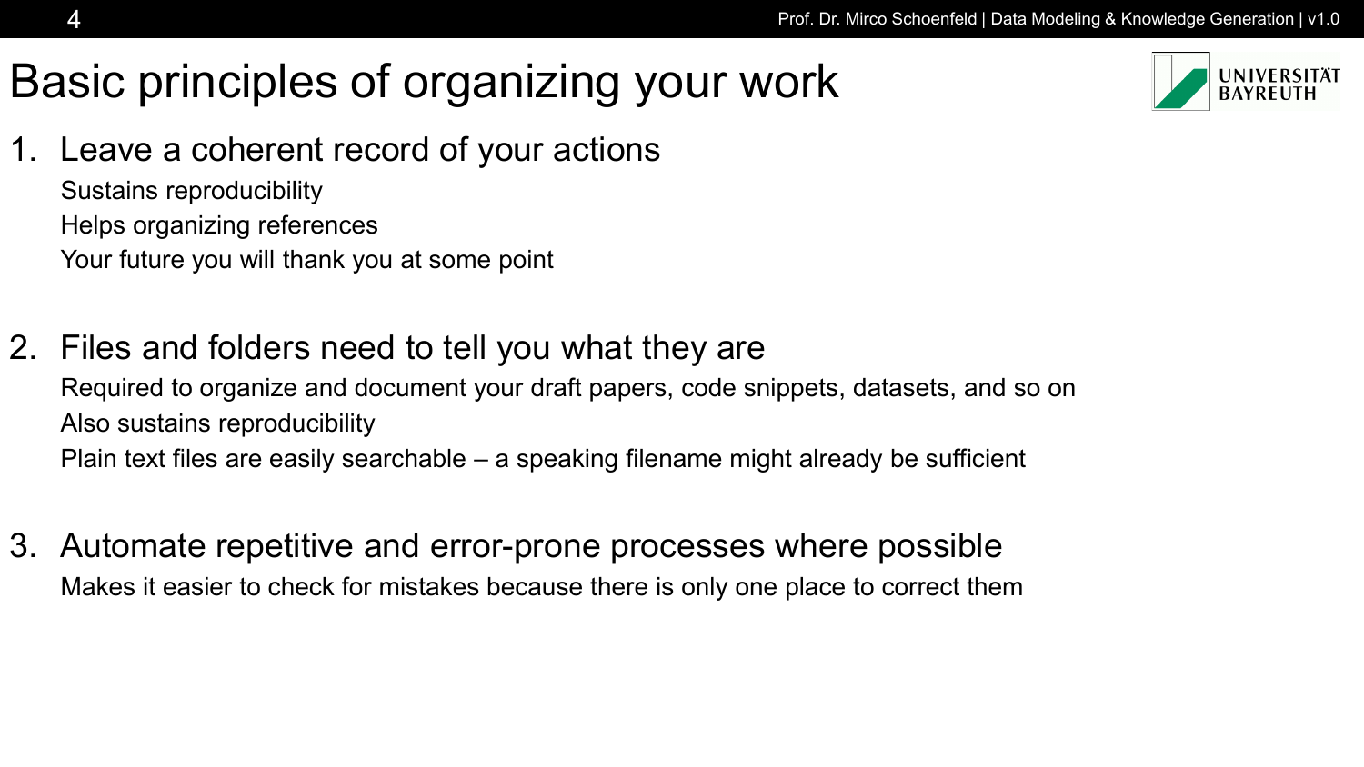# Basic principles of organizing your work

1. Leave a coherent record of your actions
   - Sustains reproducibility
   - Helps organizing references
   - Your future you will thank you at some point

2. Files and folders need to tell you what they are
   - Required to organize and document your draft papers, code snippets, datasets, and so on
   - Also sustains reproducibility
   - Plain text files are easily searchable – a speaking filename might already be sufficient

3. Automate repetitive and error-prone processes where possible
   - Makes it easier to check for mistakes because there is only one place to correct them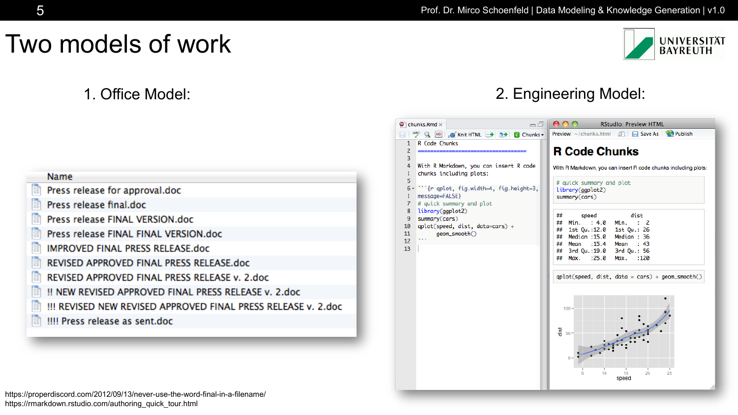# Two models of work

## 1. Office Model:

| Name |
| --- |
| Press release for approval.doc |
| Press release final.doc |
| Press release FINAL VERSION.doc |
| Press release FINAL FINAL VERSION.doc |
| IMPROVED FINAL PRESS RELEASE.doc |
| REVISED APPROVED FINAL PRESS RELEASE.doc |
| REVISED APPROVED FINAL PRESS RELEASE v. 2.doc |
| !! NEW REVISED APPROVED FINAL PRESS RELEASE v. 2.doc |
| !!! REVISED NEW REVISED APPROVED FINAL PRESS RELEASE v. 2.doc |
| !!!! Press release as sent.doc |

## 2. Engineering Model:

chunks.Rmd

```
R Code Chunks
=================================

With R Markdown, you can insert R code
chunks including plots:

```{r qplot, fig.width=4, fig.height=3,
message=FALSE}
# quick summary and plot
library(ggplot2)
summary(cars)
qplot(speed, dist, data=cars) +
    geom_smooth()
```
```

RStudio: Preview HTML

**R Code Chunks**

With R Markdown, you can insert R code chunks including plots:

```
# quick summary and plot
library(ggplot2)
summary(cars)
```

```
##      speed          dist
##  Min.   : 4.0   Min.   :  2
##  1st Qu.:12.0   1st Qu.: 26
##  Median :15.0   Median : 36
##  Mean   :15.4   Mean   : 43
##  3rd Qu.:19.0   3rd Qu.: 56
##  Max.   :25.0   Max.   :120
```

```
qplot(speed, dist, data = cars) + geom_smooth()
```

https://properdiscord.com/2012/09/13/never-use-the-word-final-in-a-filename/
https://rmarkdown.rstudio.com/authoring_quick_tour.html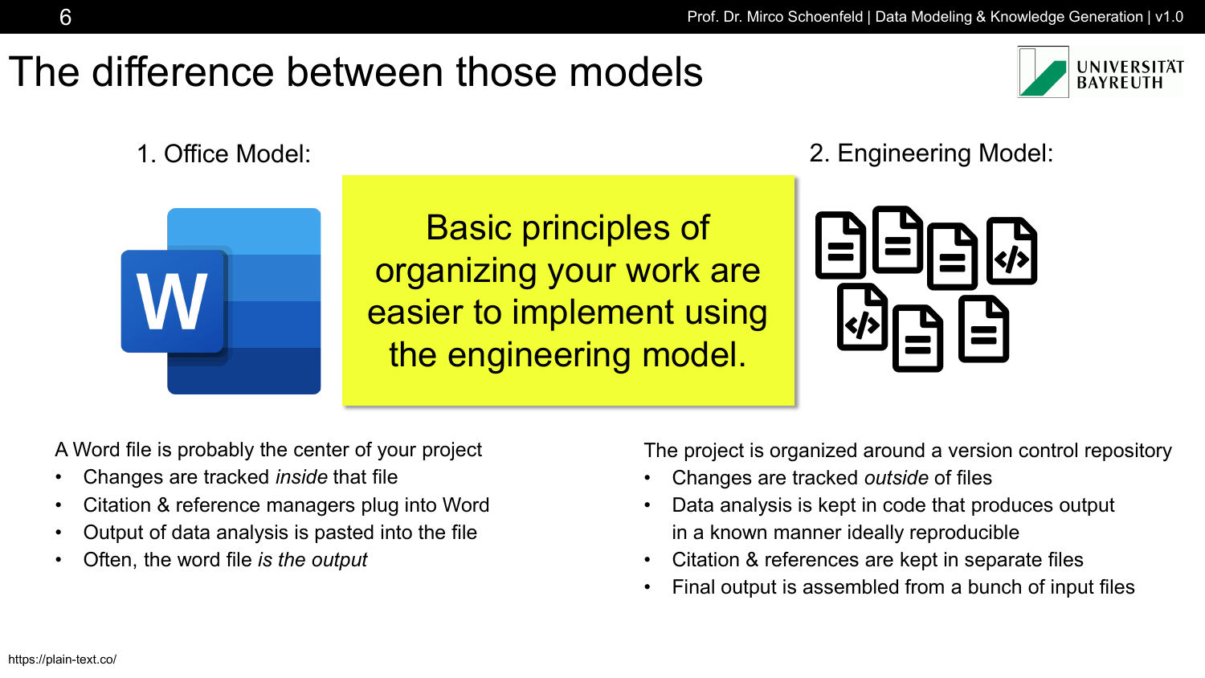# The difference between those models

1. Office Model:

2. Engineering Model:

Basic principles of organizing your work are easier to implement using the engineering model.

A Word file is probably the center of your project

- Changes are tracked *inside* that file
- Citation & reference managers plug into Word
- Output of data analysis is pasted into the file
- Often, the word file *is the output*

The project is organized around a version control repository

- Changes are tracked *outside* of files
- Data analysis is kept in code that produces output in a known manner ideally reproducible
- Citation & references are kept in separate files
- Final output is assembled from a bunch of input files

https://plain-text.co/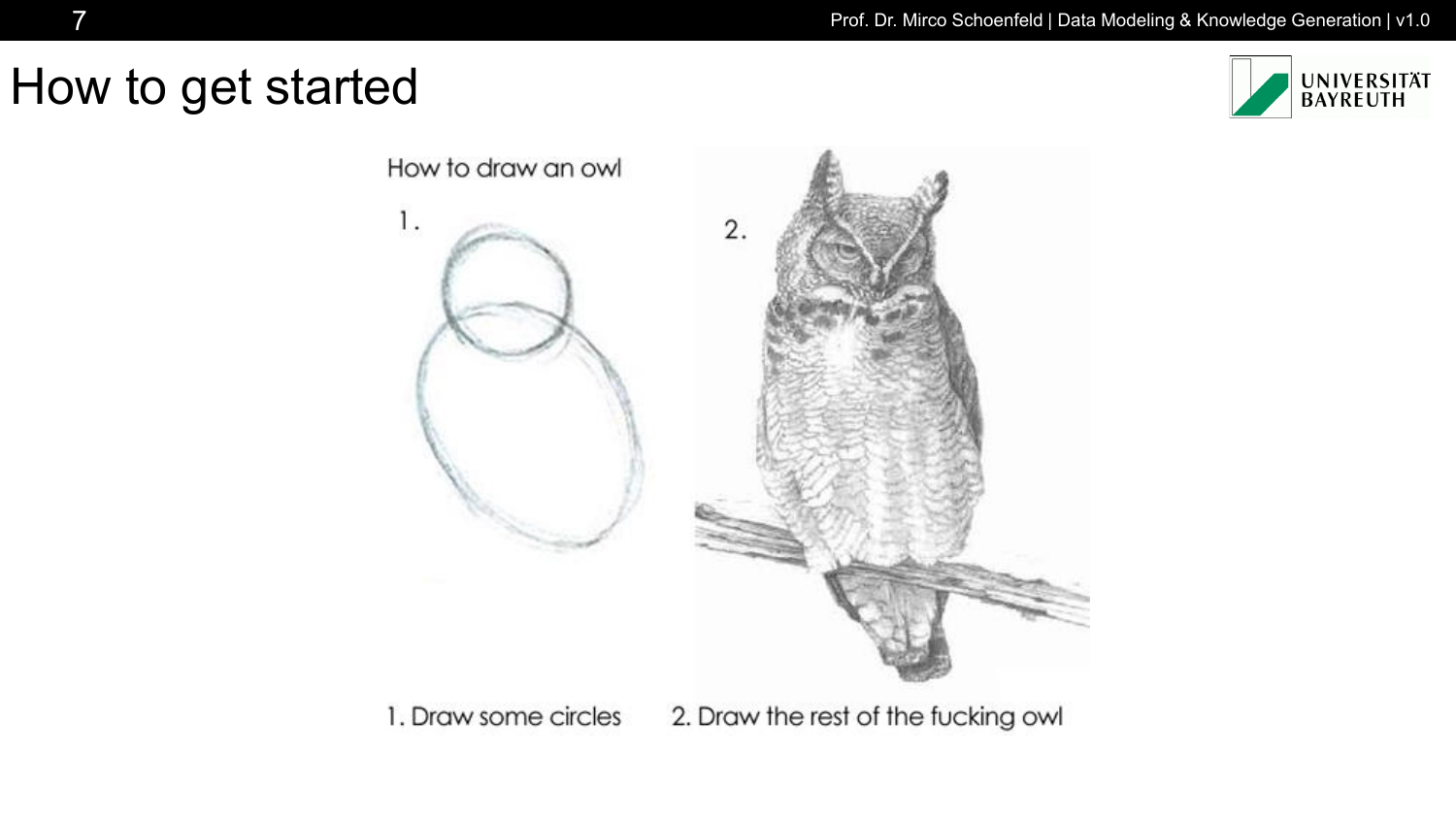# How to get started

How to draw an owl

1.

2.

1. Draw some circles

2. Draw the rest of the fucking owl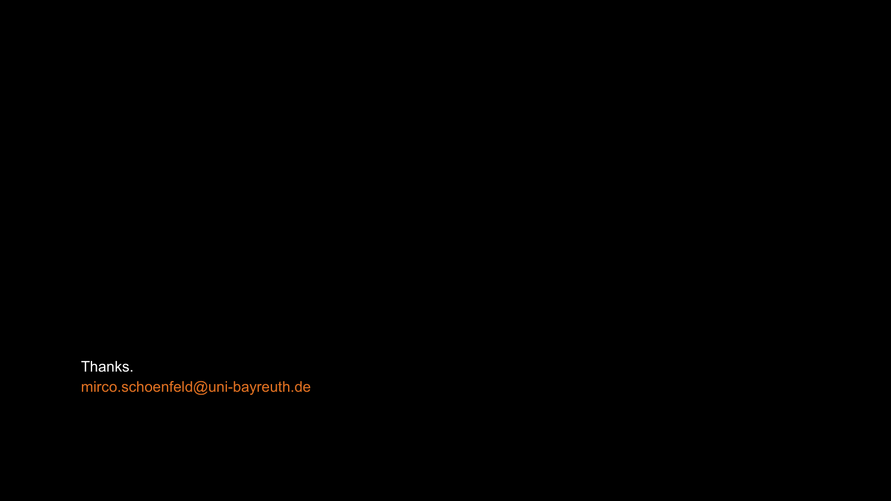Thanks.

mirco.schoenfeld@uni-bayreuth.de